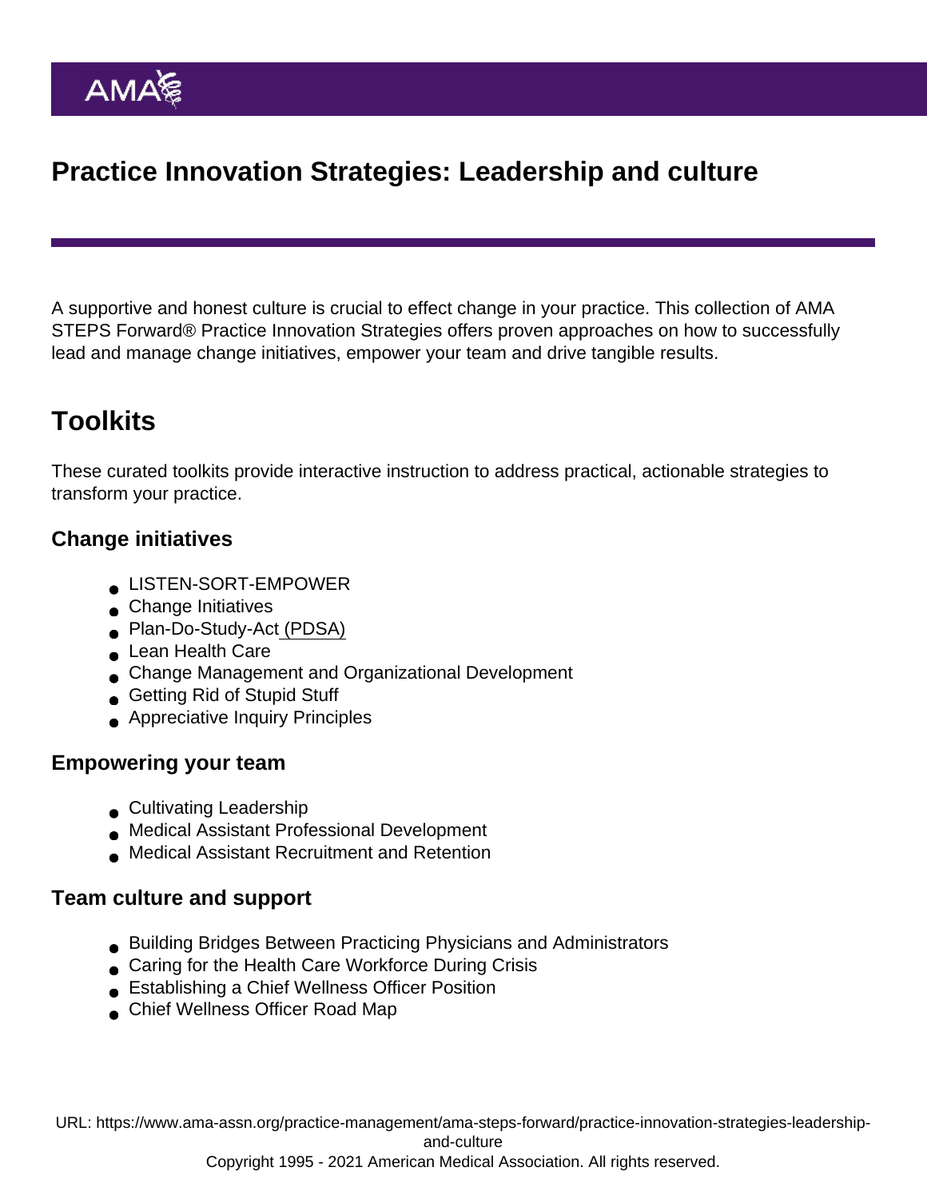# Practice Innovation Strategies: Leadership and culture

A supportive and honest culture is crucial to effect change in your practice. This collection of AMA STEPS Forward® Practice Innovation Strategies offers proven approaches on how to successfully lead and manage change initiatives, empower your team and drive tangible results.

## Toolkits

These curated toolkits provide interactive instruction to address practical, actionable strategies to transform your practice.

### Change initiatives

- LISTEN-SORT-EMPOWER
- Change Initiatives
- Plan-Do-Study-Act (PDSA)
- Lean Health Care
- Change Management and Organizational Development
- Getting Rid of Stupid Stuff
- Appreciative Inquiry Principles

### Empowering your team

- Cultivating Leadership
- Medical Assistant Professional Development
- Medical Assistant Recruitment and Retention

### Team culture and support

- Building Bridges Between Practicing Physicians and Administrators
- Caring for the Health Care Workforce During Crisis
- Establishing a Chief Wellness Officer Position
- Chief Wellness Officer Road Map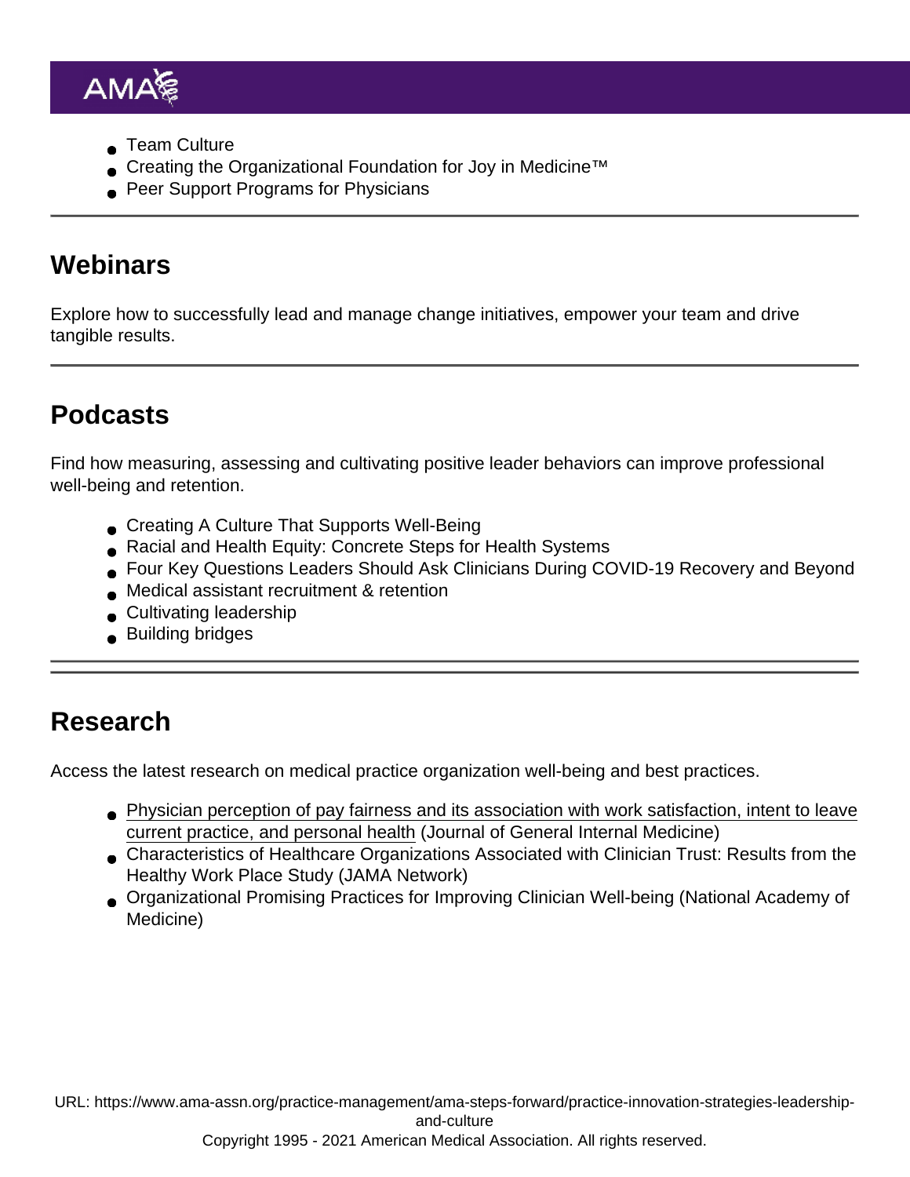- Team Culture
- Creating the Organizational Foundation for Joy in Medicine™
- Peer Support Programs for Physicians

## Webinars

Explore how to successfully lead and manage change initiatives, empower your team and drive tangible results.

## Podcasts

Find how measuring, assessing and cultivating positive leader behaviors can improve professional well-being and retention.

- Creating A Culture That Supports Well-Being
- Racial and Health Equity: Concrete Steps for Health Systems
- Four Key Questions Leaders Should Ask Clinicians During COVID-19 Recovery and Beyond
- Medical assistant recruitment & retention
- Cultivating leadership
- Building bridges

## Research

Access the latest research on medical practice organization well-being and best practices.

- Physician perception of pay fairness and its association with work satisfaction, intent to leave current practice, and personal health (Journal of General Internal Medicine)
- Characteristics of Healthcare Organizations Associated with Clinician Trust: Results from the Healthy Work Place Study (JAMA Network)
- Organizational Promising Practices for Improving Clinician Well-being (National Academy of Medicine)